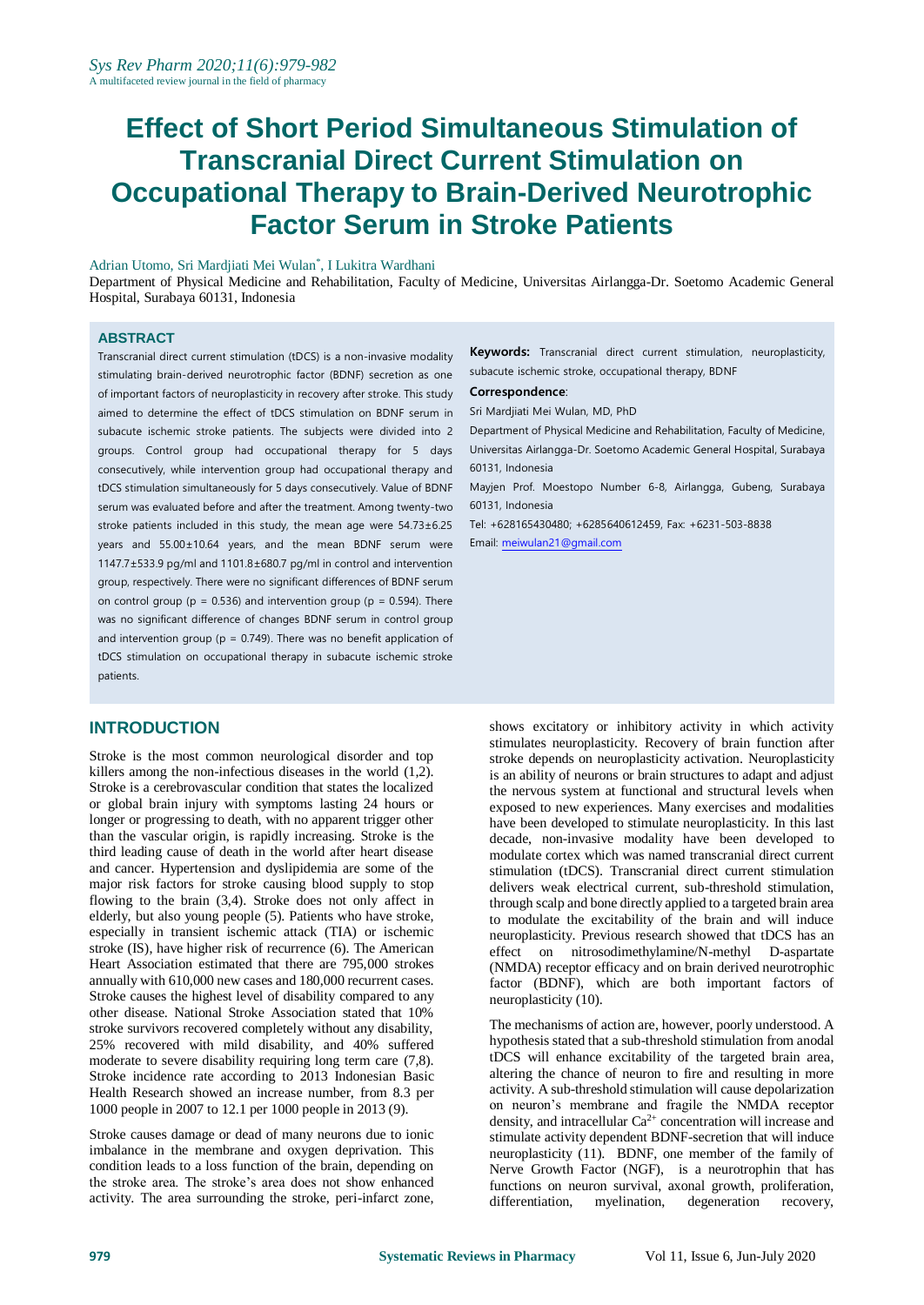# Effect of Short Period Simultaneous Stimulation of Transcranial Direct Current Stimulation on Occupational Therapy to Brain-Derived Neurotrophic Factor Serum in Stroke Patients

Adrian Utomo, Sri Mardjiati Mei Wulan*, I Lukitra Wardhani

Department of Physical Medicine and Rehabilitation, Faculty of Medicine, Universitas Airlangga-Dr. Soetomo Academic General Hospital, Surabaya 60131, Indonesia

## ABSTRACT

Transcranial direct current stimulation (tDCS) is a non-invasive modality stimulating brain-derived neurotrophic factor (BDNF) secretion as one of important factors of neuroplasticity in recovery after stroke. This study aimed to determine the effect of tDCS stimulation on BDNF serum in subacute ischemic stroke patients. The subjects were divided into 2 groups. Control group had occupational therapy for 5 days consecutively, while intervention group had occupational therapy and tDCS stimulation simultaneously for 5 days consecutively. Value of BDNF serum was evaluated before and after the treatment. Among twenty-two stroke patients included in this study, the mean age were 54.73±6.25 years and 55.00±10.64 years, and the mean BDNF serum were 1147.7±533.9 pg/ml and 1101.8±680.7 pg/ml in control and intervention group, respectively. There were no significant differences of BDNF serum on control group ($p = 0.536$) and intervention group ($p = 0.594$). There was no significant difference of changes BDNF serum in control group and intervention group ($p = 0.749$). There was no benefit application of tDCS stimulation on occupational therapy in subacute ischemic stroke patients.

**Keywords:** Transcranial direct current stimulation, neuroplasticity, subacute ischemic stroke, occupational therapy, BDNF

**Correspondence**:

Sri Mardjiati Mei Wulan, MD, PhD

Department of Physical Medicine and Rehabilitation, Faculty of Medicine, Universitas Airlangga-Dr. Soetomo Academic General Hospital, Surabaya 60131, Indonesia

Mayjen Prof. Moestopo Number 6-8, Airlangga, Gubeng, Surabaya 60131, Indonesia

Tel: +628165430480; +6285640612459, Fax: +6231-503-8838

Email: meiwulan21@gmail.com

## INTRODUCTION

Stroke is the most common neurological disorder and top killers among the non-infectious diseases in the world (1,2). Stroke is a cerebrovascular condition that states the localized or global brain injury with symptoms lasting 24 hours or longer or progressing to death, with no apparent trigger other than the vascular origin, is rapidly increasing. Stroke is the third leading cause of death in the world after heart disease and cancer. Hypertension and dyslipidemia are some of the major risk factors for stroke causing blood supply to stop flowing to the brain (3,4). Stroke does not only affect in elderly, but also young people (5). Patients who have stroke, especially in transient ischemic attack (TIA) or ischemic stroke (IS), have higher risk of recurrence (6). The American Heart Association estimated that there are 795,000 strokes annually with 610,000 new cases and 180,000 recurrent cases. Stroke causes the highest level of disability compared to any other disease. National Stroke Association stated that 10% stroke survivors recovered completely without any disability, 25% recovered with mild disability, and 40% suffered moderate to severe disability requiring long term care (7,8). Stroke incidence rate according to 2013 Indonesian Basic Health Research showed an increase number, from 8.3 per 1000 people in 2007 to 12.1 per 1000 people in 2013 (9).

Stroke causes damage or dead of many neurons due to ionic imbalance in the membrane and oxygen deprivation. This condition leads to a loss function of the brain, depending on the stroke area. The stroke's area does not show enhanced activity. The area surrounding the stroke, peri-infarct zone, shows excitatory or inhibitory activity in which activity stimulates neuroplasticity. Recovery of brain function after stroke depends on neuroplasticity activation. Neuroplasticity is an ability of neurons or brain structures to adapt and adjust the nervous system at functional and structural levels when exposed to new experiences. Many exercises and modalities have been developed to stimulate neuroplasticity. In this last decade, non-invasive modality have been developed to modulate cortex which was named transcranial direct current stimulation (tDCS). Transcranial direct current stimulation delivers weak electrical current, sub-threshold stimulation, through scalp and bone directly applied to a targeted brain area to modulate the excitability of the brain and will induce neuroplasticity. Previous research showed that tDCS has an effect on nitrosodimethylamine/N-methyl D-aspartate (NMDA) receptor efficacy and on brain derived neurotrophic factor (BDNF), which are both important factors of neuroplasticity (10).

The mechanisms of action are, however, poorly understood. A hypothesis stated that a sub-threshold stimulation from anodal tDCS will enhance excitability of the targeted brain area, altering the chance of neuron to fire and resulting in more activity. A sub-threshold stimulation will cause depolarization on neuron's membrane and fragile the NMDA receptor density, and intracellular $Ca^{2+}$ concentration will increase and stimulate activity dependent BDNF-secretion that will induce neuroplasticity (11). BDNF, one member of the family of Nerve Growth Factor (NGF), is a neurotrophin that has functions on neuron survival, axonal growth, proliferation, differentiation, myelination, degeneration recovery,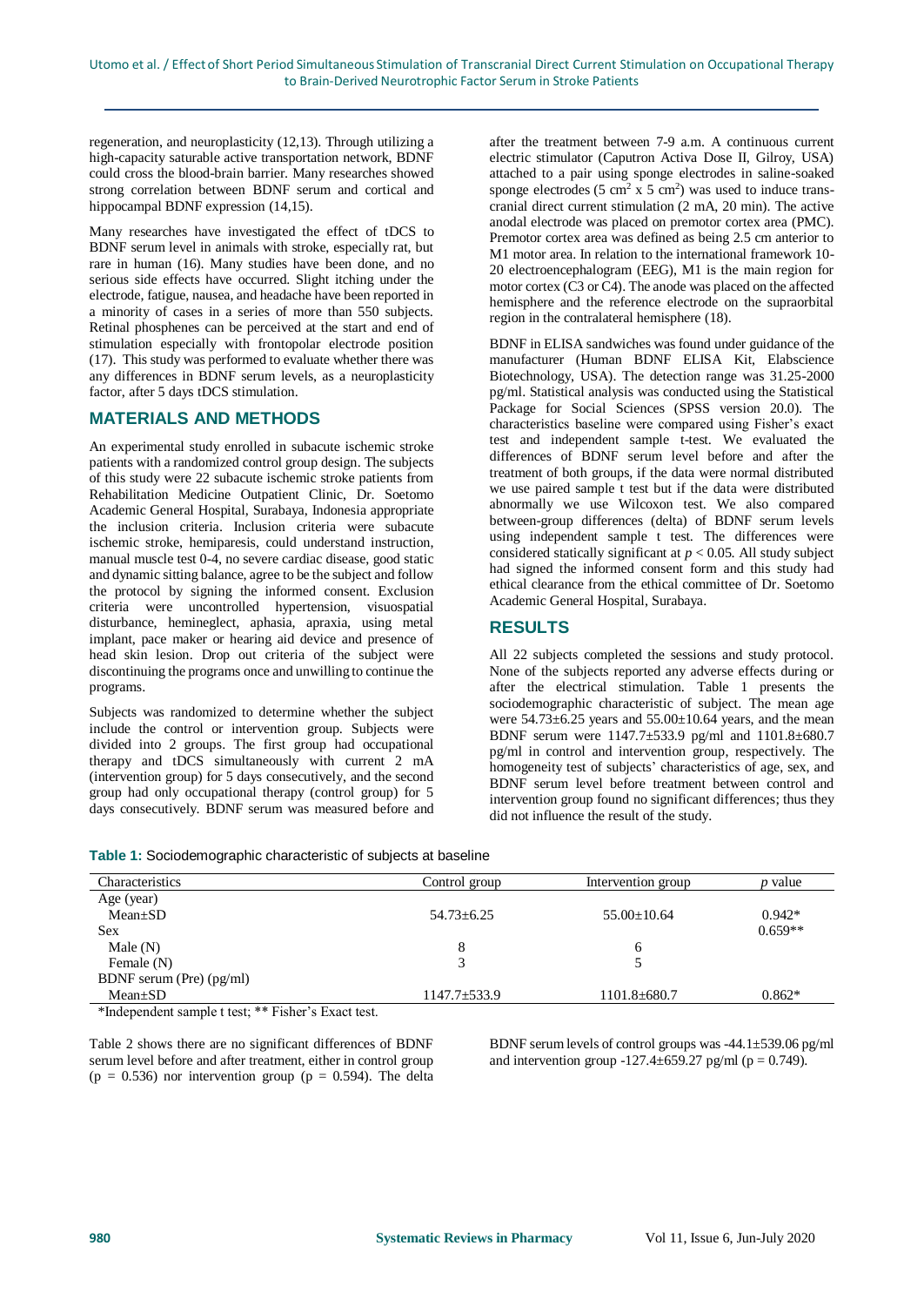regeneration, and neuroplasticity (12,13). Through utilizing a high-capacity saturable active transportation network, BDNF could cross the blood-brain barrier. Many researches showed strong correlation between BDNF serum and cortical and hippocampal BDNF expression (14,15).

Many researches have investigated the effect of tDCS to BDNF serum level in animals with stroke, especially rat, but rare in human (16). Many studies have been done, and no serious side effects have occurred. Slight itching under the electrode, fatigue, nausea, and headache have been reported in a minority of cases in a series of more than 550 subjects. Retinal phosphenes can be perceived at the start and end of stimulation especially with frontopolar electrode position (17). This study was performed to evaluate whether there was any differences in BDNF serum levels, as a neuroplasticity factor, after 5 days tDCS stimulation.

## MATERIALS AND METHODS

An experimental study enrolled in subacute ischemic stroke patients with a randomized control group design. The subjects of this study were 22 subacute ischemic stroke patients from Rehabilitation Medicine Outpatient Clinic, Dr. Soetomo Academic General Hospital, Surabaya, Indonesia appropriate the inclusion criteria. Inclusion criteria were subacute ischemic stroke, hemiparesis, could understand instruction, manual muscle test 0-4, no severe cardiac disease, good static and dynamic sitting balance, agree to be the subject and follow the protocol by signing the informed consent. Exclusion criteria were uncontrolled hypertension, visuospatial disturbance, hemineglect, aphasia, apraxia, using metal implant, pace maker or hearing aid device and presence of head skin lesion. Drop out criteria of the subject were discontinuing the programs once and unwilling to continue the programs.

Subjects was randomized to determine whether the subject include the control or intervention group. Subjects were divided into 2 groups. The first group had occupational therapy and tDCS simultaneously with current 2 mA (intervention group) for 5 days consecutively, and the second group had only occupational therapy (control group) for 5 days consecutively. BDNF serum was measured before and after the treatment between 7-9 a.m. A continuous current electric stimulator (Caputron Activa Dose II, Gilroy, USA) attached to a pair using sponge electrodes in saline-soaked sponge electrodes (5 $cm^2$ x 5 $cm^2$) was used to induce transcranial direct current stimulation (2 mA, 20 min). The active anodal electrode was placed on premotor cortex area (PMC). Premotor cortex area was defined as being 2.5 cm anterior to M1 motor area. In relation to the international framework 10-20 electroencephalogram (EEG), M1 is the main region for motor cortex (C3 or C4). The anode was placed on the affected hemisphere and the reference electrode on the supraorbital region in the contralateral hemisphere (18).

BDNF in ELISA sandwiches was found under guidance of the manufacturer (Human BDNF ELISA Kit, Elabscience Biotechnology, USA). The detection range was 31.25-2000 pg/ml. Statistical analysis was conducted using the Statistical Package for Social Sciences (SPSS version 20.0). The characteristics baseline were compared using Fisher's exact test and independent sample t-test. We evaluated the differences of BDNF serum level before and after the treatment of both groups, if the data were normal distributed we use paired sample t test but if the data were distributed abnormally we use Wilcoxon test. We also compared between-group differences (delta) of BDNF serum levels using independent sample t test. The differences were considered statically significant at $p < 0.05$. All study subject had signed the informed consent form and this study had ethical clearance from the ethical committee of Dr. Soetomo Academic General Hospital, Surabaya.

## RESULTS

All 22 subjects completed the sessions and study protocol. None of the subjects reported any adverse effects during or after the electrical stimulation. Table 1 presents the sociodemographic characteristic of subject. The mean age were 54.73±6.25 years and 55.00±10.64 years, and the mean BDNF serum were 1147.7±533.9 pg/ml and 1101.8±680.7 pg/ml in control and intervention group, respectively. The homogeneity test of subjects' characteristics of age, sex, and BDNF serum level before treatment between control and intervention group found no significant differences; thus they did not influence the result of the study.

**Table 1:** Sociodemographic characteristic of subjects at baseline

| Characteristics | Control group | Intervention group | *p* value |
|---|---|---|---|
| Age (year) | | | |
| Mean±SD | 54.73±6.25 | 55.00±10.64 | 0.942* |
| Sex | | | 0.659** |
| Male (N) | 8 | 6 | |
| Female (N) | 3 | 5 | |
| BDNF serum (Pre) (pg/ml) | | | |
| Mean±SD | 1147.7±533.9 | 1101.8±680.7 | 0.862* |

*Independent sample t test; ** Fisher's Exact test.

Table 2 shows there are no significant differences of BDNF serum level before and after treatment, either in control group (p = 0.536) nor intervention group (p = 0.594). The delta BDNF serum levels of control groups was -44.1±539.06 pg/ml and intervention group -127.4±659.27 pg/ml (p = 0.749).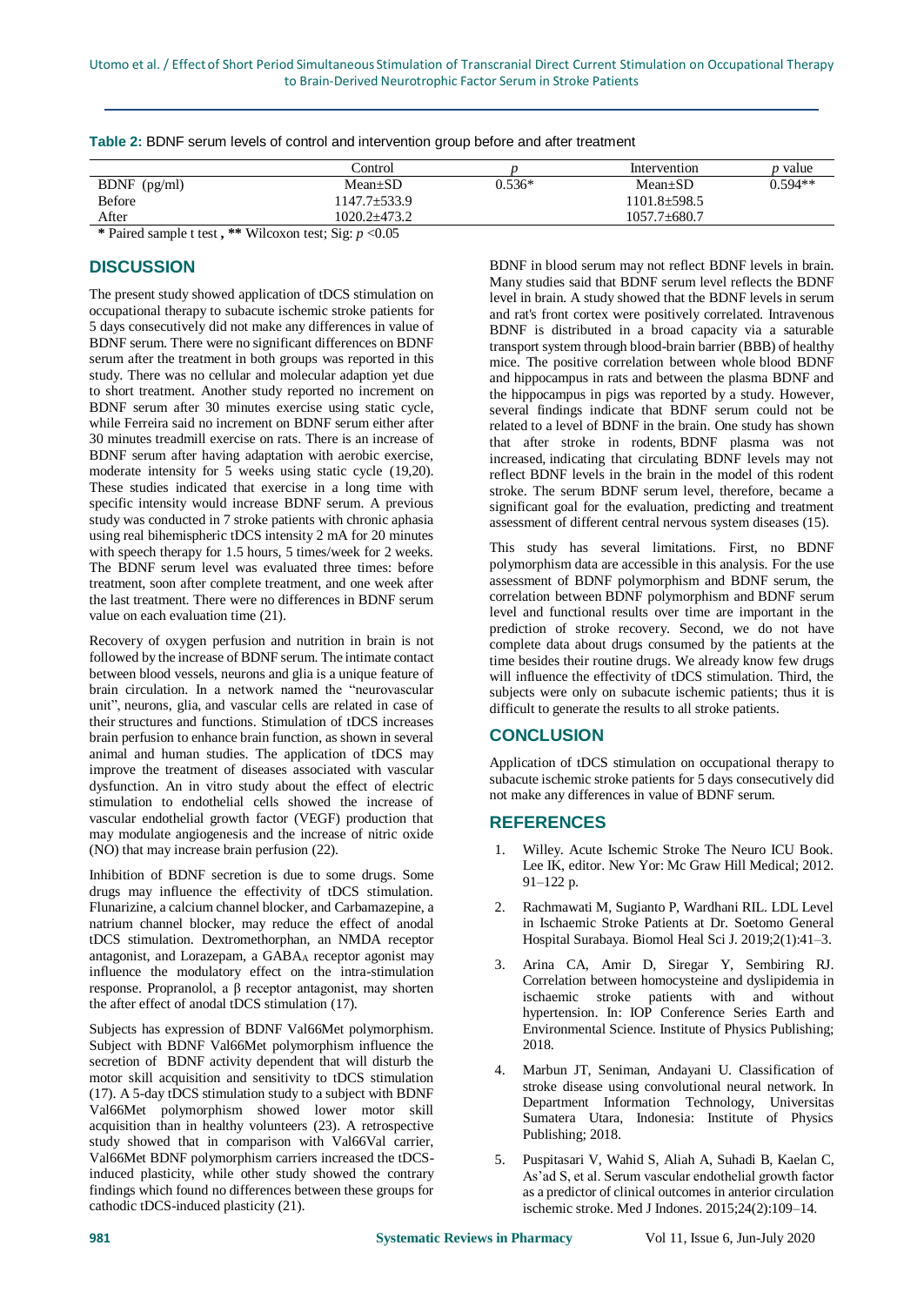**Table 2:** BDNF serum levels of control and intervention group before and after treatment

| | Control | *p* | Intervention | *p* value |
|---|---|---|---|---|
| BDNF (pg/ml) | Mean±SD | 0.536* | Mean±SD | 0.594** |
| Before | 1147.7±533.9 | | 1101.8±598.5 | |
| After | 1020.2±473.2 | | 1057.7±680.7 | |

**\*** Paired sample t test **, \*\*** Wilcoxon test; Sig: $p < 0.05$

## DISCUSSION

The present study showed application of tDCS stimulation on occupational therapy to subacute ischemic stroke patients for 5 days consecutively did not make any differences in value of BDNF serum. There were no significant differences on BDNF serum after the treatment in both groups was reported in this study. There was no cellular and molecular adaption yet due to short treatment. Another study reported no increment on BDNF serum after 30 minutes exercise using static cycle, while Ferreira said no increment on BDNF serum either after 30 minutes treadmill exercise on rats. There is an increase of BDNF serum after having adaptation with aerobic exercise, moderate intensity for 5 weeks using static cycle (19,20). These studies indicated that exercise in a long time with specific intensity would increase BDNF serum. A previous study was conducted in 7 stroke patients with chronic aphasia using real bihemispheric tDCS intensity 2 mA for 20 minutes with speech therapy for 1.5 hours, 5 times/week for 2 weeks. The BDNF serum level was evaluated three times: before treatment, soon after complete treatment, and one week after the last treatment. There were no differences in BDNF serum value on each evaluation time (21).

Recovery of oxygen perfusion and nutrition in brain is not followed by the increase of BDNF serum. The intimate contact between blood vessels, neurons and glia is a unique feature of brain circulation. In a network named the "neurovascular unit", neurons, glia, and vascular cells are related in case of their structures and functions. Stimulation of tDCS increases brain perfusion to enhance brain function, as shown in several animal and human studies. The application of tDCS may improve the treatment of diseases associated with vascular dysfunction. An in vitro study about the effect of electric stimulation to endothelial cells showed the increase of vascular endothelial growth factor (VEGF) production that may modulate angiogenesis and the increase of nitric oxide (NO) that may increase brain perfusion (22).

Inhibition of BDNF secretion is due to some drugs. Some drugs may influence the effectivity of tDCS stimulation. Flunarizine, a calcium channel blocker, and Carbamazepine, a natrium channel blocker, may reduce the effect of anodal tDCS stimulation. Dextromethorphan, an NMDA receptor antagonist, and Lorazepam, a $GABA_A$ receptor agonist may influence the modulatory effect on the intra-stimulation response. Propranolol, a β receptor antagonist, may shorten the after effect of anodal tDCS stimulation (17).

Subjects has expression of BDNF Val66Met polymorphism. Subject with BDNF Val66Met polymorphism influence the secretion of BDNF activity dependent that will disturb the motor skill acquisition and sensitivity to tDCS stimulation (17). A 5-day tDCS stimulation study to a subject with BDNF Val66Met polymorphism showed lower motor skill acquisition than in healthy volunteers (23). A retrospective study showed that in comparison with Val66Val carrier, Val66Met BDNF polymorphism carriers increased the tDCS-induced plasticity, while other study showed the contrary findings which found no differences between these groups for cathodic tDCS-induced plasticity (21).

BDNF in blood serum may not reflect BDNF levels in brain. Many studies said that BDNF serum level reflects the BDNF level in brain. A study showed that the BDNF levels in serum and rat's front cortex were positively correlated. Intravenous BDNF is distributed in a broad capacity via a saturable transport system through blood-brain barrier (BBB) of healthy mice. The positive correlation between whole blood BDNF and hippocampus in rats and between the plasma BDNF and the hippocampus in pigs was reported by a study. However, several findings indicate that BDNF serum could not be related to a level of BDNF in the brain. One study has shown that after stroke in rodents, BDNF plasma was not increased, indicating that circulating BDNF levels may not reflect BDNF levels in the brain in the model of this rodent stroke. The serum BDNF serum level, therefore, became a significant goal for the evaluation, predicting and treatment assessment of different central nervous system diseases (15).

This study has several limitations. First, no BDNF polymorphism data are accessible in this analysis. For the use assessment of BDNF polymorphism and BDNF serum, the correlation between BDNF polymorphism and BDNF serum level and functional results over time are important in the prediction of stroke recovery. Second, we do not have complete data about drugs consumed by the patients at the time besides their routine drugs. We already know few drugs will influence the effectivity of tDCS stimulation. Third, the subjects were only on subacute ischemic patients; thus it is difficult to generate the results to all stroke patients.

## CONCLUSION

Application of tDCS stimulation on occupational therapy to subacute ischemic stroke patients for 5 days consecutively did not make any differences in value of BDNF serum.

## REFERENCES

1. Willey. Acute Ischemic Stroke The Neuro ICU Book. Lee IK, editor. New Yor: Mc Graw Hill Medical; 2012. 91–122 p.
2. Rachmawati M, Sugianto P, Wardhani RIL. LDL Level in Ischaemic Stroke Patients at Dr. Soetomo General Hospital Surabaya. Biomol Heal Sci J. 2019;2(1):41–3.
3. Arina CA, Amir D, Siregar Y, Sembiring RJ. Correlation between homocysteine and dyslipidemia in ischaemic stroke patients with and without hypertension. In: IOP Conference Series Earth and Environmental Science. Institute of Physics Publishing; 2018.
4. Marbun JT, Seniman, Andayani U. Classification of stroke disease using convolutional neural network. In Department Information Technology, Universitas Sumatera Utara, Indonesia: Institute of Physics Publishing; 2018.
5. Puspitasari V, Wahid S, Aliah A, Suhadi B, Kaelan C, As'ad S, et al. Serum vascular endothelial growth factor as a predictor of clinical outcomes in anterior circulation ischemic stroke. Med J Indones. 2015;24(2):109–14.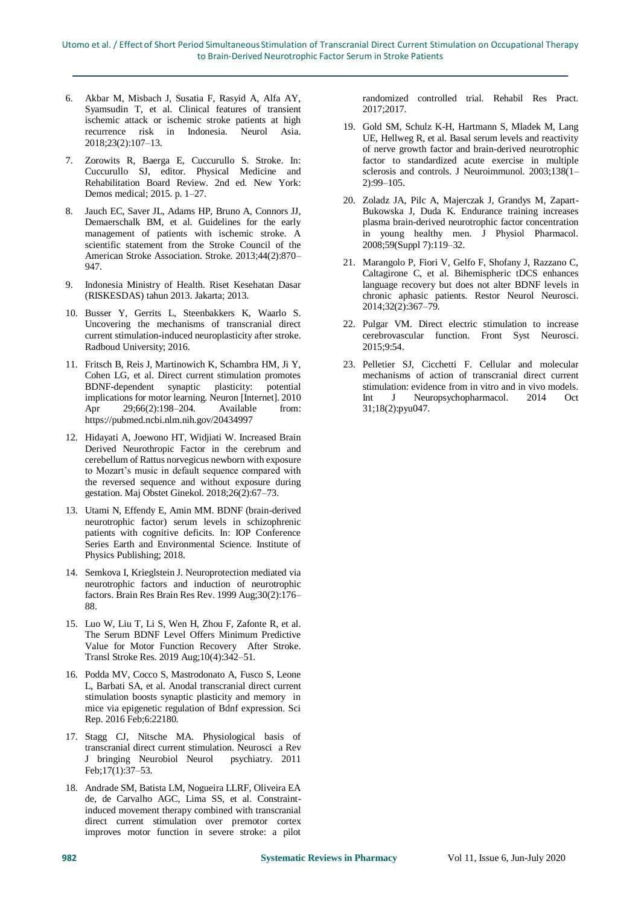6. Akbar M, Misbach J, Susatia F, Rasyid A, Alfa AY, Syamsudin T, et al. Clinical features of transient ischemic attack or ischemic stroke patients at high recurrence risk in Indonesia. Neurol Asia. 2018;23(2):107–13.

7. Zorowits R, Baerga E, Cuccurullo S. Stroke. In: Cuccurullo SJ, editor. Physical Medicine and Rehabilitation Board Review. 2nd ed. New York: Demos medical; 2015. p. 1–27.

8. Jauch EC, Saver JL, Adams HP, Bruno A, Connors JJ, Demaerschalk BM, et al. Guidelines for the early management of patients with ischemic stroke. A scientific statement from the Stroke Council of the American Stroke Association. Stroke. 2013;44(2):870–947.

9. Indonesia Ministry of Health. Riset Kesehatan Dasar (RISKESDAS) tahun 2013. Jakarta; 2013.

10. Busser Y, Gerrits L, Steenbakkers K, Waarlo S. Uncovering the mechanisms of transcranial direct current stimulation-induced neuroplasticity after stroke. Radboud University; 2016.

11. Fritsch B, Reis J, Martinowich K, Schambra HM, Ji Y, Cohen LG, et al. Direct current stimulation promotes BDNF-dependent synaptic plasticity: potential implications for motor learning. Neuron [Internet]. 2010 Apr 29;66(2):198–204. Available from: https://pubmed.ncbi.nlm.nih.gov/20434997

12. Hidayati A, Joewono HT, Widjiati W. Increased Brain Derived Neurothropic Factor in the cerebrum and cerebellum of Rattus norvegicus newborn with exposure to Mozart's music in default sequence compared with the reversed sequence and without exposure during gestation. Maj Obstet Ginekol. 2018;26(2):67–73.

13. Utami N, Effendy E, Amin MM. BDNF (brain-derived neurotrophic factor) serum levels in schizophrenic patients with cognitive deficits. In: IOP Conference Series Earth and Environmental Science. Institute of Physics Publishing; 2018.

14. Semkova I, Krieglstein J. Neuroprotection mediated via neurotrophic factors and induction of neurotrophic factors. Brain Res Brain Res Rev. 1999 Aug;30(2):176–88.

15. Luo W, Liu T, Li S, Wen H, Zhou F, Zafonte R, et al. The Serum BDNF Level Offers Minimum Predictive Value for Motor Function Recovery After Stroke. Transl Stroke Res. 2019 Aug;10(4):342–51.

16. Podda MV, Cocco S, Mastrodonato A, Fusco S, Leone L, Barbati SA, et al. Anodal transcranial direct current stimulation boosts synaptic plasticity and memory in mice via epigenetic regulation of Bdnf expression. Sci Rep. 2016 Feb;6:22180.

17. Stagg CJ, Nitsche MA. Physiological basis of transcranial direct current stimulation. Neurosci a Rev J bringing Neurobiol Neurol psychiatry. 2011 Feb;17(1):37–53.

18. Andrade SM, Batista LM, Nogueira LLRF, Oliveira EA de, de Carvalho AGC, Lima SS, et al. Constraint-induced movement therapy combined with transcranial direct current stimulation over premotor cortex improves motor function in severe stroke: a pilot randomized controlled trial. Rehabil Res Pract. 2017;2017.

19. Gold SM, Schulz K-H, Hartmann S, Mladek M, Lang UE, Hellweg R, et al. Basal serum levels and reactivity of nerve growth factor and brain-derived neurotrophic factor to standardized acute exercise in multiple sclerosis and controls. J Neuroimmunol. 2003;138(1–2):99–105.

20. Zoladz JA, Pilc A, Majerczak J, Grandys M, Zapart-Bukowska J, Duda K. Endurance training increases plasma brain-derived neurotrophic factor concentration in young healthy men. J Physiol Pharmacol. 2008;59(Suppl 7):119–32.

21. Marangolo P, Fiori V, Gelfo F, Shofany J, Razzano C, Caltagirone C, et al. Bihemispheric tDCS enhances language recovery but does not alter BDNF levels in chronic aphasic patients. Restor Neurol Neurosci. 2014;32(2):367–79.

22. Pulgar VM. Direct electric stimulation to increase cerebrovascular function. Front Syst Neurosci. 2015;9:54.

23. Pelletier SJ, Cicchetti F. Cellular and molecular mechanisms of action of transcranial direct current stimulation: evidence from in vitro and in vivo models. Int J Neuropsychopharmacol. 2014 Oct 31;18(2):pyu047.